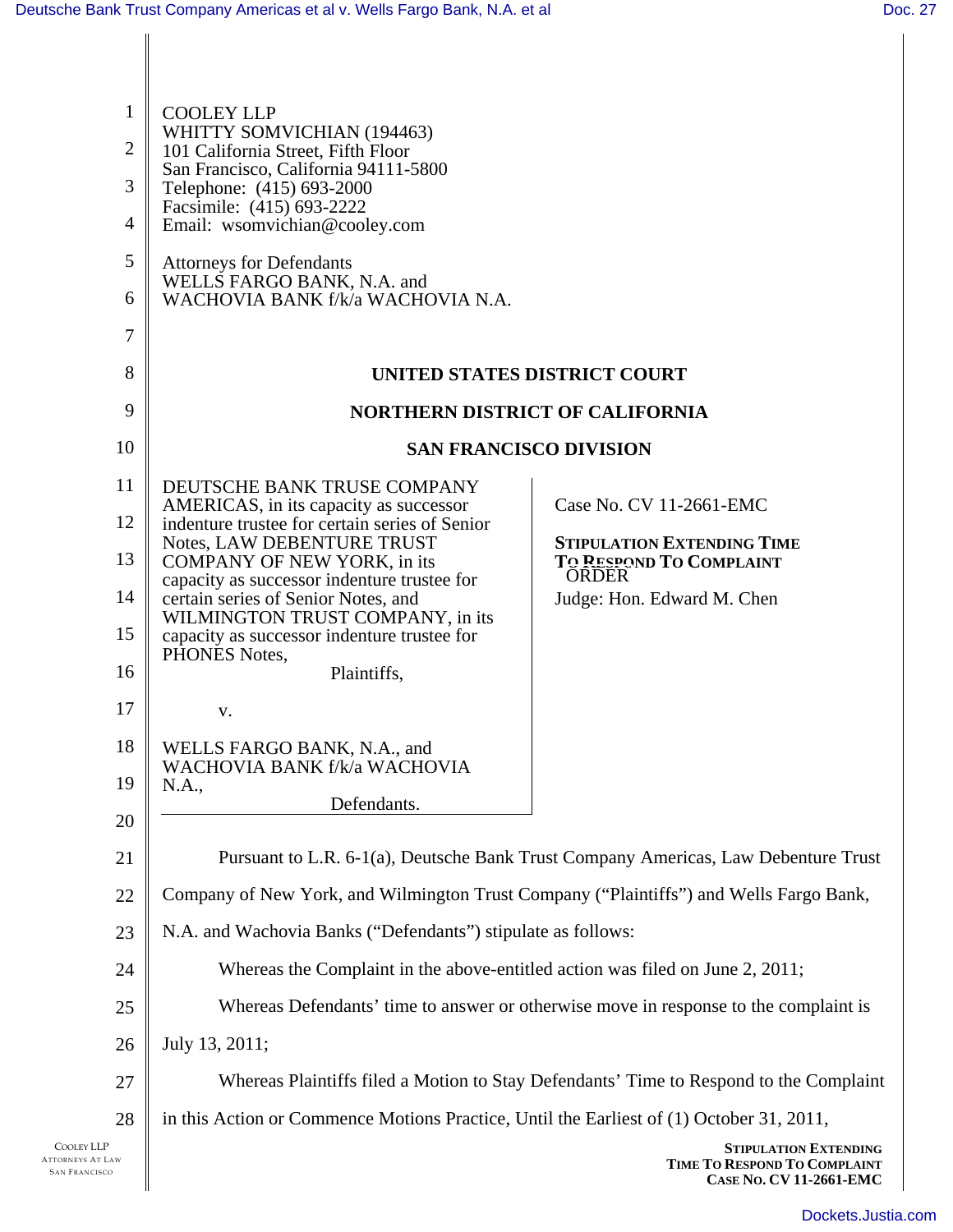COOLEY LLP
WHITTY SOMVICHIAN (194463)
101 California Street, Fifth Floor
San Francisco, California 94111-5800
Telephone: (415) 693-2000
Facsimile: (415) 693-2222
Email: wsomvichian@cooley.com

Attorneys for Defendants
WELLS FARGO BANK, N.A. and
WACHOVIA BANK f/k/a WACHOVIA N.A.

**UNITED STATES DISTRICT COURT**

**NORTHERN DISTRICT OF CALIFORNIA**

**SAN FRANCISCO DIVISION**

| | |
|---|---|
| DEUTSCHE BANK TRUSE COMPANY AMERICAS, in its capacity as successor indenture trustee for certain series of Senior Notes, LAW DEBENTURE TRUST COMPANY OF NEW YORK, in its capacity as successor indenture trustee for certain series of Senior Notes, and WILMINGTON TRUST COMPANY, in its capacity as successor indenture trustee for PHONES Notes,<br>Plaintiffs,<br><br>v.<br><br>WELLS FARGO BANK, N.A., and WACHOVIA BANK f/k/a WACHOVIA N.A.,<br>Defendants. | Case No. CV 11-2661-EMC<br><br>**STIPULATION EXTENDING TIME TO RESPOND TO COMPLAINT** ORDER<br><br>Judge: Hon. Edward M. Chen |

Pursuant to L.R. 6-1(a), Deutsche Bank Trust Company Americas, Law Debenture Trust Company of New York, and Wilmington Trust Company ("Plaintiffs") and Wells Fargo Bank, N.A. and Wachovia Banks ("Defendants") stipulate as follows:

Whereas the Complaint in the above-entitled action was filed on June 2, 2011;

Whereas Defendants' time to answer or otherwise move in response to the complaint is July 13, 2011;

Whereas Plaintiffs filed a Motion to Stay Defendants' Time to Respond to the Complaint in this Action or Commence Motions Practice, Until the Earliest of (1) October 31, 2011,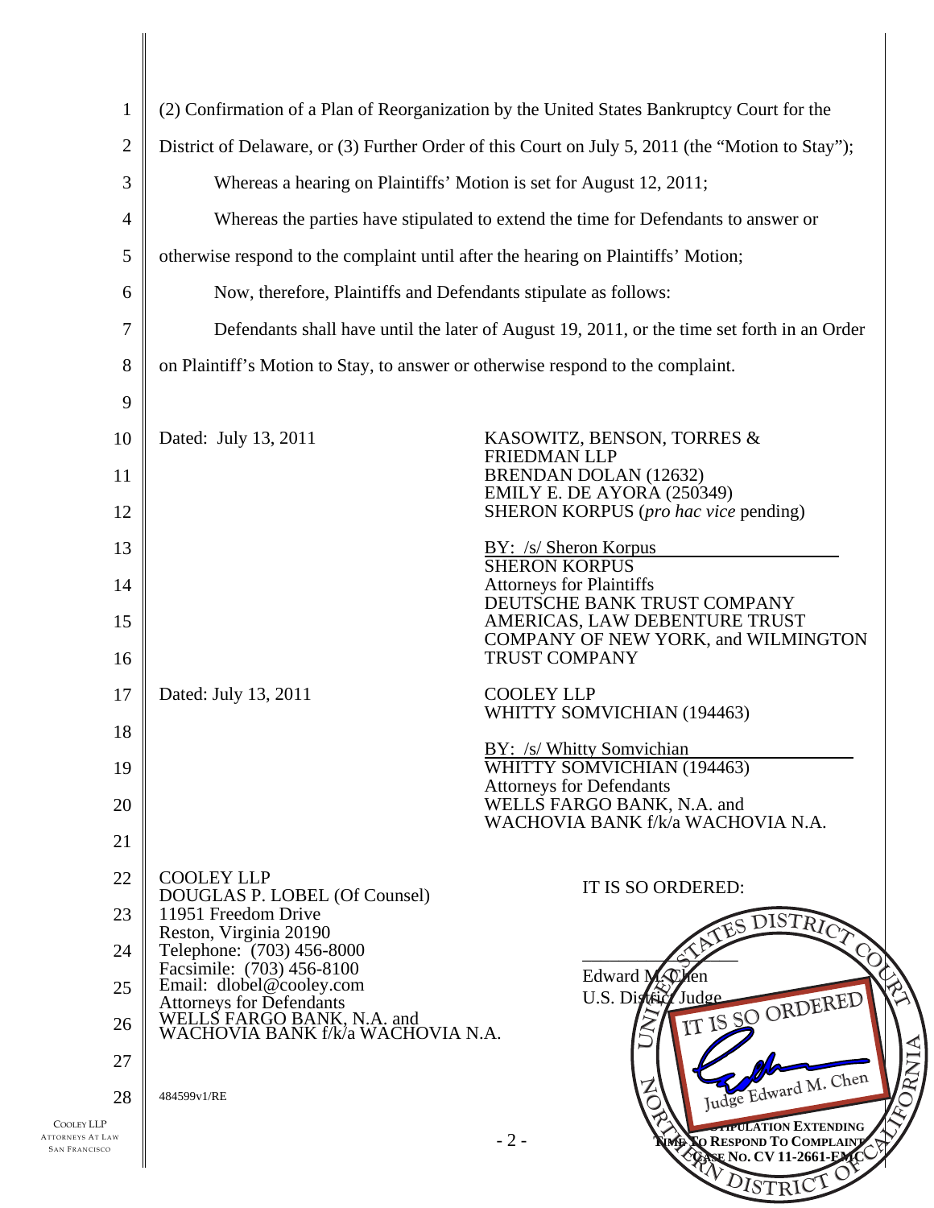(2) Confirmation of a Plan of Reorganization by the United States Bankruptcy Court for the District of Delaware, or (3) Further Order of this Court on July 5, 2011 (the "Motion to Stay");

Whereas a hearing on Plaintiffs' Motion is set for August 12, 2011;

Whereas the parties have stipulated to extend the time for Defendants to answer or otherwise respond to the complaint until after the hearing on Plaintiffs' Motion;

Now, therefore, Plaintiffs and Defendants stipulate as follows:

Defendants shall have until the later of August 19, 2011, or the time set forth in an Order on Plaintiff's Motion to Stay, to answer or otherwise respond to the complaint.

Dated: July 13, 2011

KASOWITZ, BENSON, TORRES & FRIEDMAN LLP
BRENDAN DOLAN (12632)
EMILY E. DE AYORA (250349)
SHERON KORPUS (*pro hac vice* pending)

BY: /s/ Sheron Korpus
SHERON KORPUS
Attorneys for Plaintiffs
DEUTSCHE BANK TRUST COMPANY AMERICAS, LAW DEBENTURE TRUST COMPANY OF NEW YORK, and WILMINGTON TRUST COMPANY

Dated: July 13, 2011

COOLEY LLP
WHITTY SOMVICHIAN (194463)

BY: /s/ Whitty Somvichian
WHITTY SOMVICHIAN (194463)
Attorneys for Defendants
WELLS FARGO BANK, N.A. and WACHOVIA BANK f/k/a WACHOVIA N.A.

COOLEY LLP
DOUGLAS P. LOBEL (Of Counsel)
11951 Freedom Drive
Reston, Virginia 20190
Telephone: (703) 456-8000
Facsimile: (703) 456-8100
Email: dlobel@cooley.com
Attorneys for Defendants
WELLS FARGO BANK, N.A. and WACHOVIA BANK f/k/a WACHOVIA N.A.

IT IS SO ORDERED:

Edward M. Chen
U.S. District Judge

UNITED STATES DISTRICT COURT
IT IS SO ORDERED
Judge Edward M. Chen
NORTHERN DISTRICT OF CALIFORNIA

484599v1/RE

STIPULATION EXTENDING TIME TO RESPOND TO COMPLAINT
CASE NO. CV 11-2661-EMC